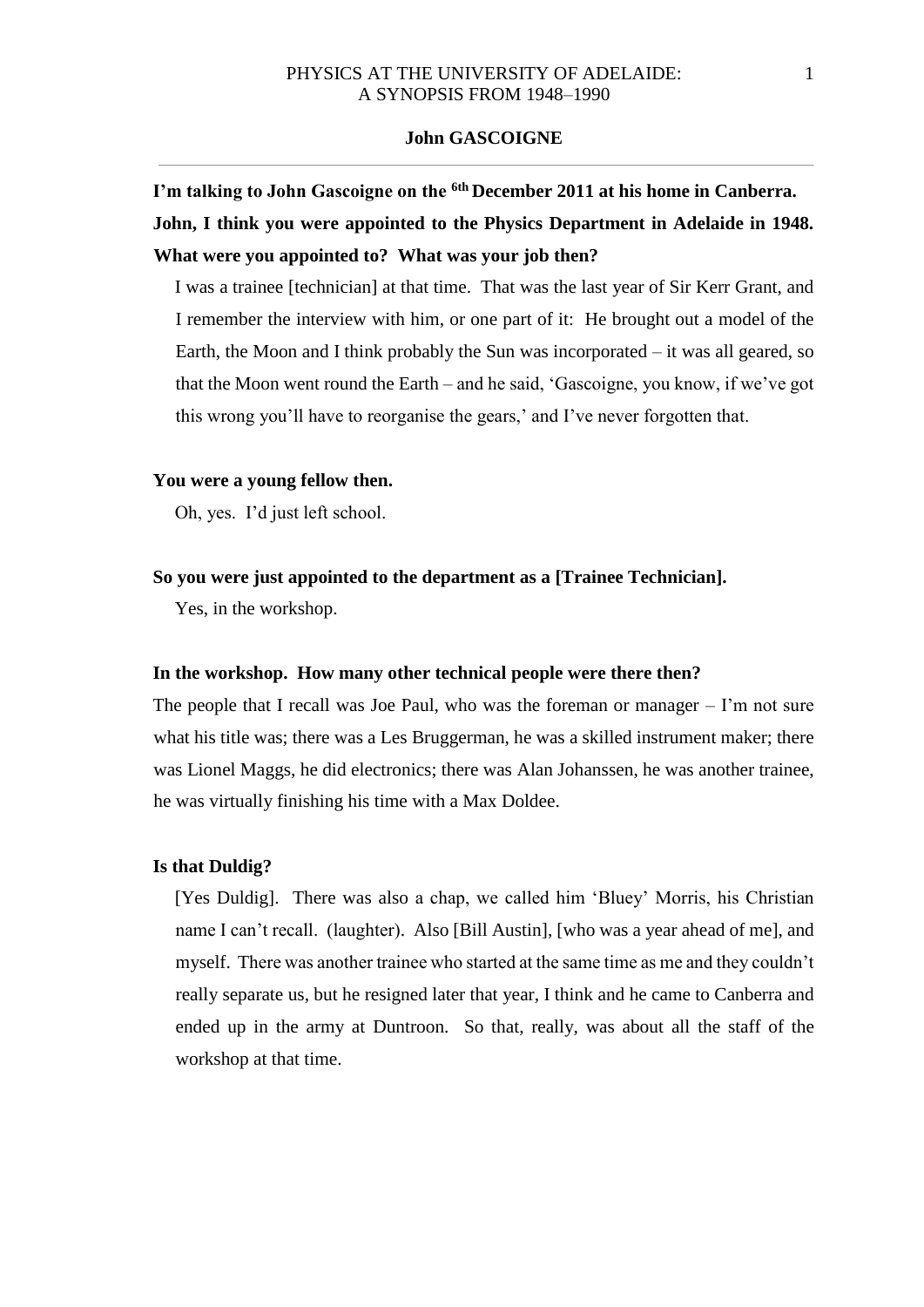# PHYSICS AT THE UNIVERSITY OF ADELAIDE: A SYNOPSIS FROM 1948–1990

## John GASCOIGNE

**I'm talking to John Gascoigne on the 6th December 2011 at his home in Canberra. John, I think you were appointed to the Physics Department in Adelaide in 1948. What were you appointed to? What was your job then?**

I was a trainee [technician] at that time. That was the last year of Sir Kerr Grant, and I remember the interview with him, or one part of it: He brought out a model of the Earth, the Moon and I think probably the Sun was incorporated – it was all geared, so that the Moon went round the Earth – and he said, 'Gascoigne, you know, if we've got this wrong you'll have to reorganise the gears,' and I've never forgotten that.

**You were a young fellow then.**

Oh, yes. I'd just left school.

**So you were just appointed to the department as a [Trainee Technician].**

Yes, in the workshop.

**In the workshop. How many other technical people were there then?**

The people that I recall was Joe Paul, who was the foreman or manager – I'm not sure what his title was; there was a Les Bruggerman, he was a skilled instrument maker; there was Lionel Maggs, he did electronics; there was Alan Johanssen, he was another trainee, he was virtually finishing his time with a Max Doldee.

**Is that Duldig?**

[Yes Duldig]. There was also a chap, we called him 'Bluey' Morris, his Christian name I can't recall. (laughter). Also [Bill Austin], [who was a year ahead of me], and myself. There was another trainee who started at the same time as me and they couldn't really separate us, but he resigned later that year, I think and he came to Canberra and ended up in the army at Duntroon. So that, really, was about all the staff of the workshop at that time.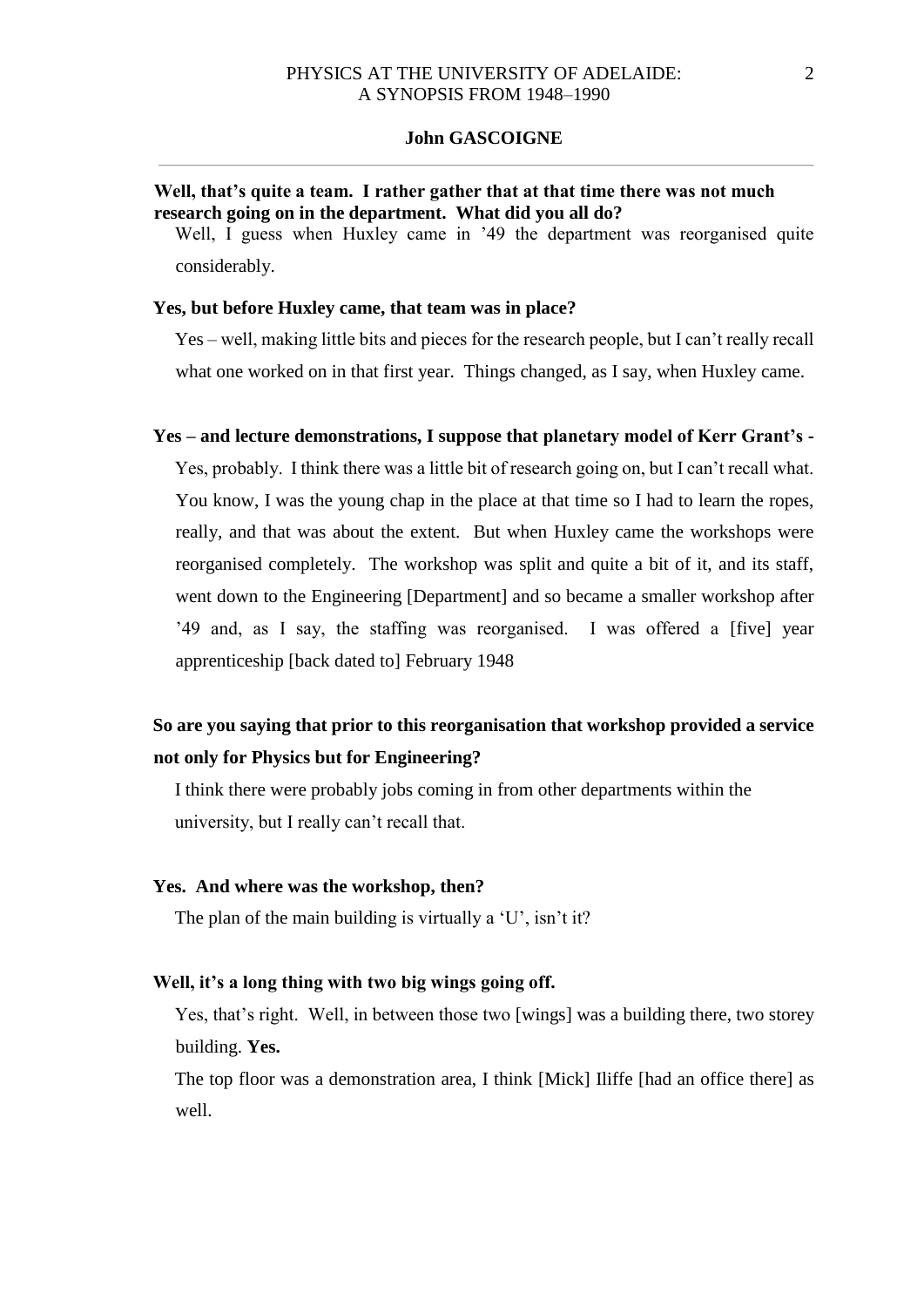**Well, that's quite a team. I rather gather that at that time there was not much research going on in the department. What did you all do?**

Well, I guess when Huxley came in '49 the department was reorganised quite considerably.

**Yes, but before Huxley came, that team was in place?**

Yes – well, making little bits and pieces for the research people, but I can't really recall what one worked on in that first year. Things changed, as I say, when Huxley came.

**Yes – and lecture demonstrations, I suppose that planetary model of Kerr Grant's -**

Yes, probably. I think there was a little bit of research going on, but I can't recall what. You know, I was the young chap in the place at that time so I had to learn the ropes, really, and that was about the extent. But when Huxley came the workshops were reorganised completely. The workshop was split and quite a bit of it, and its staff, went down to the Engineering [Department] and so became a smaller workshop after '49 and, as I say, the staffing was reorganised. I was offered a [five] year apprenticeship [back dated to] February 1948

**So are you saying that prior to this reorganisation that workshop provided a service not only for Physics but for Engineering?**

I think there were probably jobs coming in from other departments within the university, but I really can't recall that.

**Yes. And where was the workshop, then?**

The plan of the main building is virtually a 'U', isn't it?

**Well, it's a long thing with two big wings going off.**

Yes, that's right. Well, in between those two [wings] was a building there, two storey building. **Yes.**

The top floor was a demonstration area, I think [Mick] Iliffe [had an office there] as well.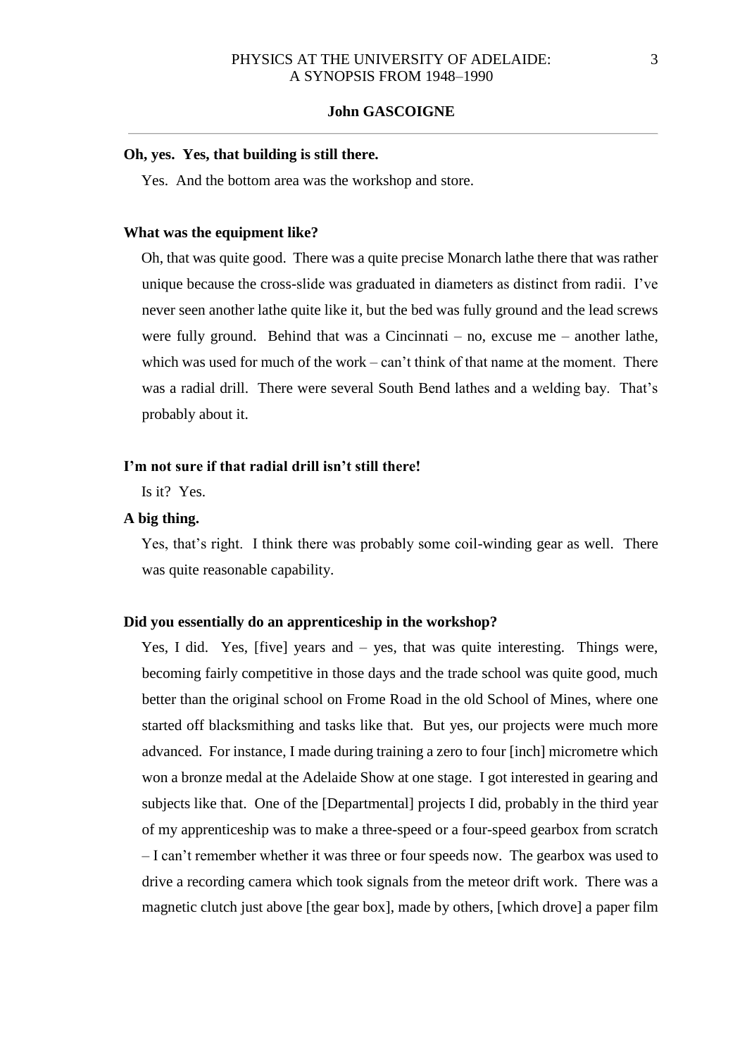**Oh, yes. Yes, that building is still there.**

Yes. And the bottom area was the workshop and store.

**What was the equipment like?**

Oh, that was quite good. There was a quite precise Monarch lathe there that was rather unique because the cross-slide was graduated in diameters as distinct from radii. I've never seen another lathe quite like it, but the bed was fully ground and the lead screws were fully ground. Behind that was a Cincinnati – no, excuse me – another lathe, which was used for much of the work – can't think of that name at the moment. There was a radial drill. There were several South Bend lathes and a welding bay. That's probably about it.

**I'm not sure if that radial drill isn't still there!**

Is it? Yes.

**A big thing.**

Yes, that's right. I think there was probably some coil-winding gear as well. There was quite reasonable capability.

**Did you essentially do an apprenticeship in the workshop?**

Yes, I did. Yes, [five] years and – yes, that was quite interesting. Things were, becoming fairly competitive in those days and the trade school was quite good, much better than the original school on Frome Road in the old School of Mines, where one started off blacksmithing and tasks like that. But yes, our projects were much more advanced. For instance, I made during training a zero to four [inch] micrometre which won a bronze medal at the Adelaide Show at one stage. I got interested in gearing and subjects like that. One of the [Departmental] projects I did, probably in the third year of my apprenticeship was to make a three-speed or a four-speed gearbox from scratch – I can't remember whether it was three or four speeds now. The gearbox was used to drive a recording camera which took signals from the meteor drift work. There was a magnetic clutch just above [the gear box], made by others, [which drove] a paper film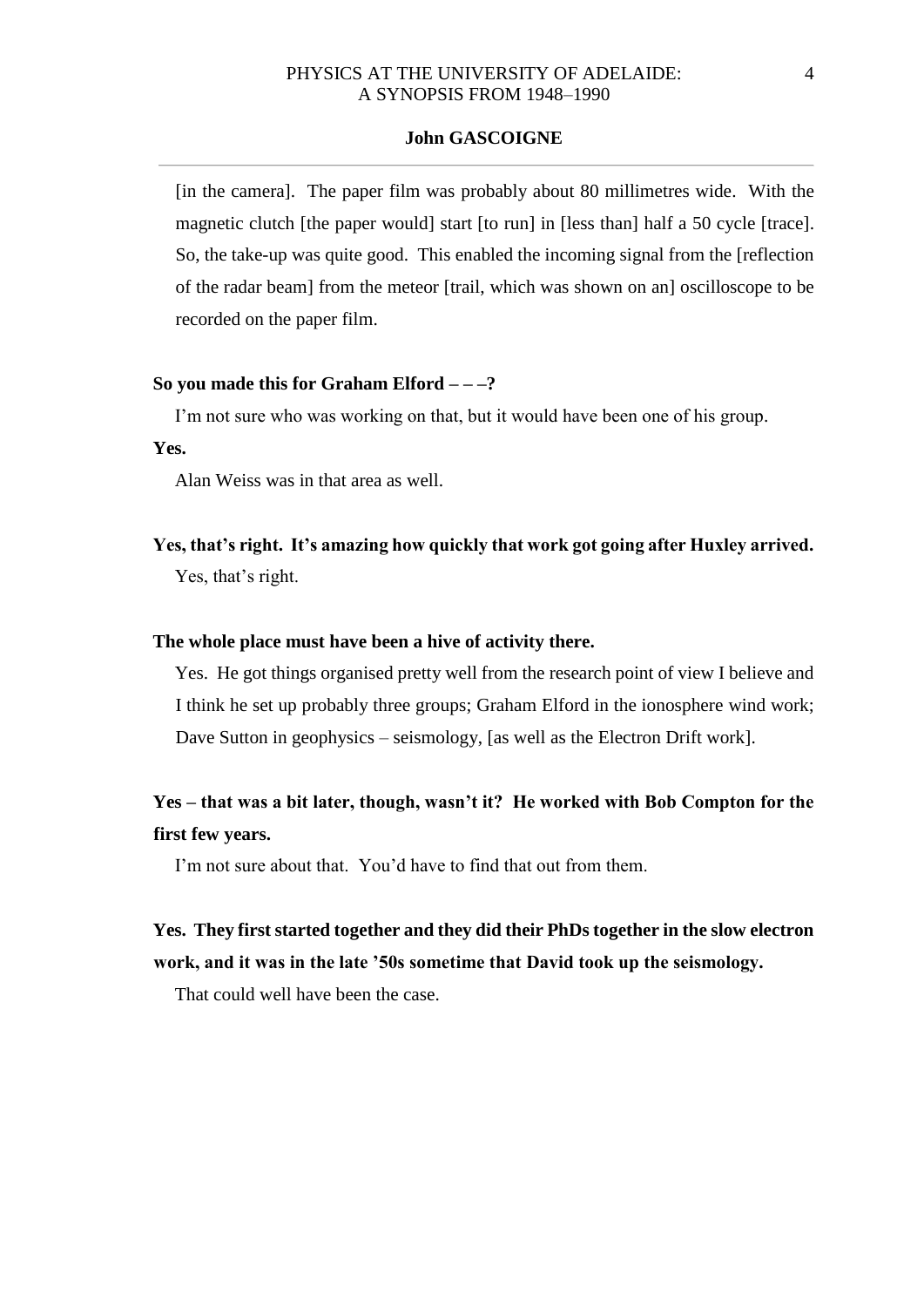[in the camera]. The paper film was probably about 80 millimetres wide. With the magnetic clutch [the paper would] start [to run] in [less than] half a 50 cycle [trace]. So, the take-up was quite good. This enabled the incoming signal from the [reflection of the radar beam] from the meteor [trail, which was shown on an] oscilloscope to be recorded on the paper film.

**So you made this for Graham Elford – – –?**

I'm not sure who was working on that, but it would have been one of his group.

**Yes.**

Alan Weiss was in that area as well.

**Yes, that's right. It's amazing how quickly that work got going after Huxley arrived.**

Yes, that's right.

**The whole place must have been a hive of activity there.**

Yes. He got things organised pretty well from the research point of view I believe and I think he set up probably three groups; Graham Elford in the ionosphere wind work; Dave Sutton in geophysics – seismology, [as well as the Electron Drift work].

**Yes – that was a bit later, though, wasn't it? He worked with Bob Compton for the first few years.**

I'm not sure about that. You'd have to find that out from them.

**Yes. They first started together and they did their PhDs together in the slow electron work, and it was in the late '50s sometime that David took up the seismology.**

That could well have been the case.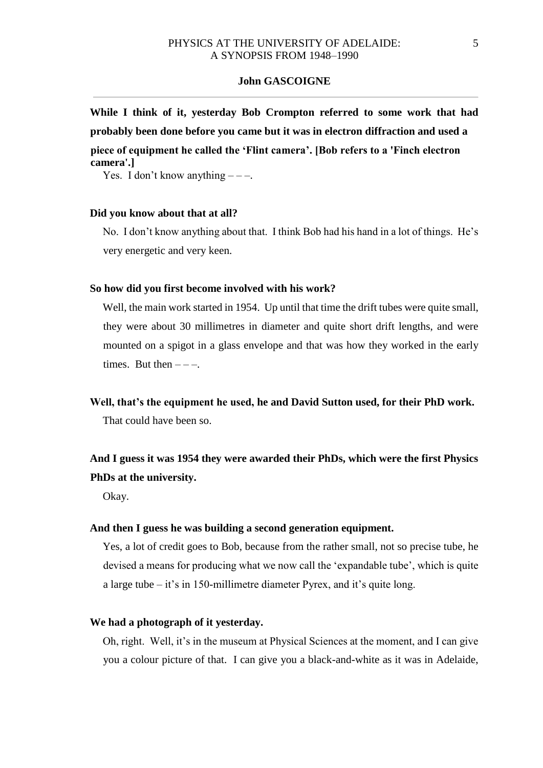**While I think of it, yesterday Bob Crompton referred to some work that had probably been done before you came but it was in electron diffraction and used a piece of equipment he called the 'Flint camera'. [Bob refers to a 'Finch electron camera'.]**

Yes. I don't know anything – – –.

**Did you know about that at all?**

No. I don't know anything about that. I think Bob had his hand in a lot of things. He's very energetic and very keen.

**So how did you first become involved with his work?**

Well, the main work started in 1954. Up until that time the drift tubes were quite small, they were about 30 millimetres in diameter and quite short drift lengths, and were mounted on a spigot in a glass envelope and that was how they worked in the early times. But then – – –.

**Well, that's the equipment he used, he and David Sutton used, for their PhD work.**

That could have been so.

**And I guess it was 1954 they were awarded their PhDs, which were the first Physics PhDs at the university.**

Okay.

**And then I guess he was building a second generation equipment.**

Yes, a lot of credit goes to Bob, because from the rather small, not so precise tube, he devised a means for producing what we now call the 'expandable tube', which is quite a large tube – it's in 150-millimetre diameter Pyrex, and it's quite long.

**We had a photograph of it yesterday.**

Oh, right. Well, it's in the museum at Physical Sciences at the moment, and I can give you a colour picture of that. I can give you a black-and-white as it was in Adelaide,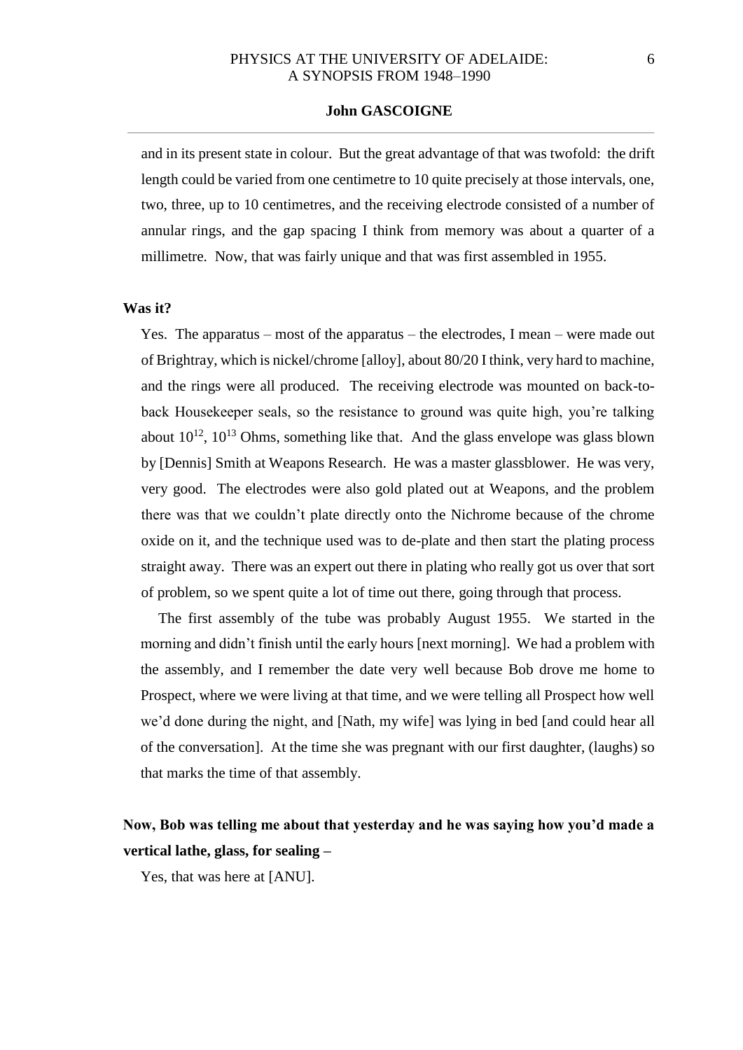and in its present state in colour. But the great advantage of that was twofold: the drift length could be varied from one centimetre to 10 quite precisely at those intervals, one, two, three, up to 10 centimetres, and the receiving electrode consisted of a number of annular rings, and the gap spacing I think from memory was about a quarter of a millimetre. Now, that was fairly unique and that was first assembled in 1955.

**Was it?**

Yes. The apparatus – most of the apparatus – the electrodes, I mean – were made out of Brightray, which is nickel/chrome [alloy], about 80/20 I think, very hard to machine, and the rings were all produced. The receiving electrode was mounted on back-to-back Housekeeper seals, so the resistance to ground was quite high, you're talking about $10^{12}$, $10^{13}$ Ohms, something like that. And the glass envelope was glass blown by [Dennis] Smith at Weapons Research. He was a master glassblower. He was very, very good. The electrodes were also gold plated out at Weapons, and the problem there was that we couldn't plate directly onto the Nichrome because of the chrome oxide on it, and the technique used was to de-plate and then start the plating process straight away. There was an expert out there in plating who really got us over that sort of problem, so we spent quite a lot of time out there, going through that process.

The first assembly of the tube was probably August 1955. We started in the morning and didn't finish until the early hours [next morning]. We had a problem with the assembly, and I remember the date very well because Bob drove me home to Prospect, where we were living at that time, and we were telling all Prospect how well we'd done during the night, and [Nath, my wife] was lying in bed [and could hear all of the conversation]. At the time she was pregnant with our first daughter, (laughs) so that marks the time of that assembly.

**Now, Bob was telling me about that yesterday and he was saying how you'd made a vertical lathe, glass, for sealing –**

Yes, that was here at [ANU].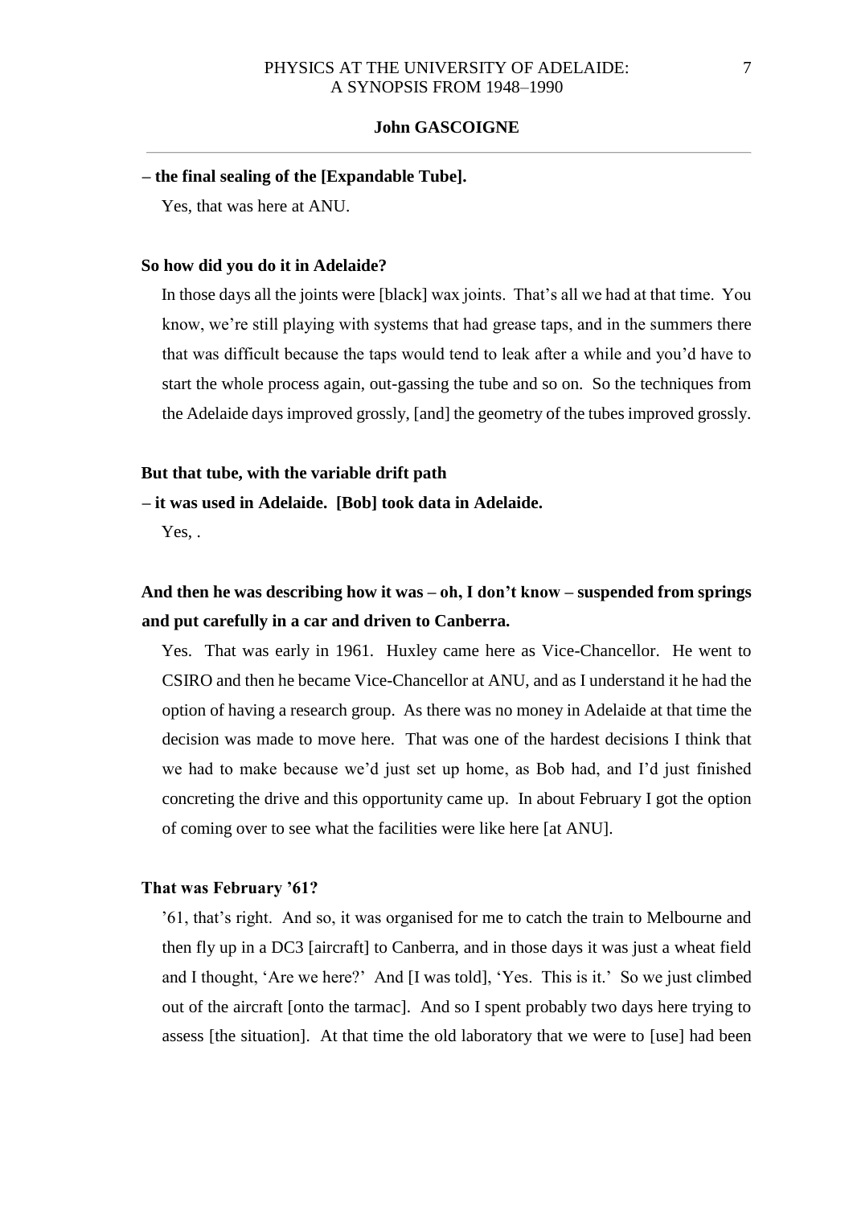**– the final sealing of the [Expandable Tube].**

Yes, that was here at ANU.

**So how did you do it in Adelaide?**

In those days all the joints were [black] wax joints. That's all we had at that time. You know, we're still playing with systems that had grease taps, and in the summers there that was difficult because the taps would tend to leak after a while and you'd have to start the whole process again, out-gassing the tube and so on. So the techniques from the Adelaide days improved grossly, [and] the geometry of the tubes improved grossly.

**But that tube, with the variable drift path**

**– it was used in Adelaide. [Bob] took data in Adelaide.**

Yes, .

**And then he was describing how it was – oh, I don't know – suspended from springs and put carefully in a car and driven to Canberra.**

Yes. That was early in 1961. Huxley came here as Vice-Chancellor. He went to CSIRO and then he became Vice-Chancellor at ANU, and as I understand it he had the option of having a research group. As there was no money in Adelaide at that time the decision was made to move here. That was one of the hardest decisions I think that we had to make because we'd just set up home, as Bob had, and I'd just finished concreting the drive and this opportunity came up. In about February I got the option of coming over to see what the facilities were like here [at ANU].

**That was February '61?**

'61, that's right. And so, it was organised for me to catch the train to Melbourne and then fly up in a DC3 [aircraft] to Canberra, and in those days it was just a wheat field and I thought, 'Are we here?' And [I was told], 'Yes. This is it.' So we just climbed out of the aircraft [onto the tarmac]. And so I spent probably two days here trying to assess [the situation]. At that time the old laboratory that we were to [use] had been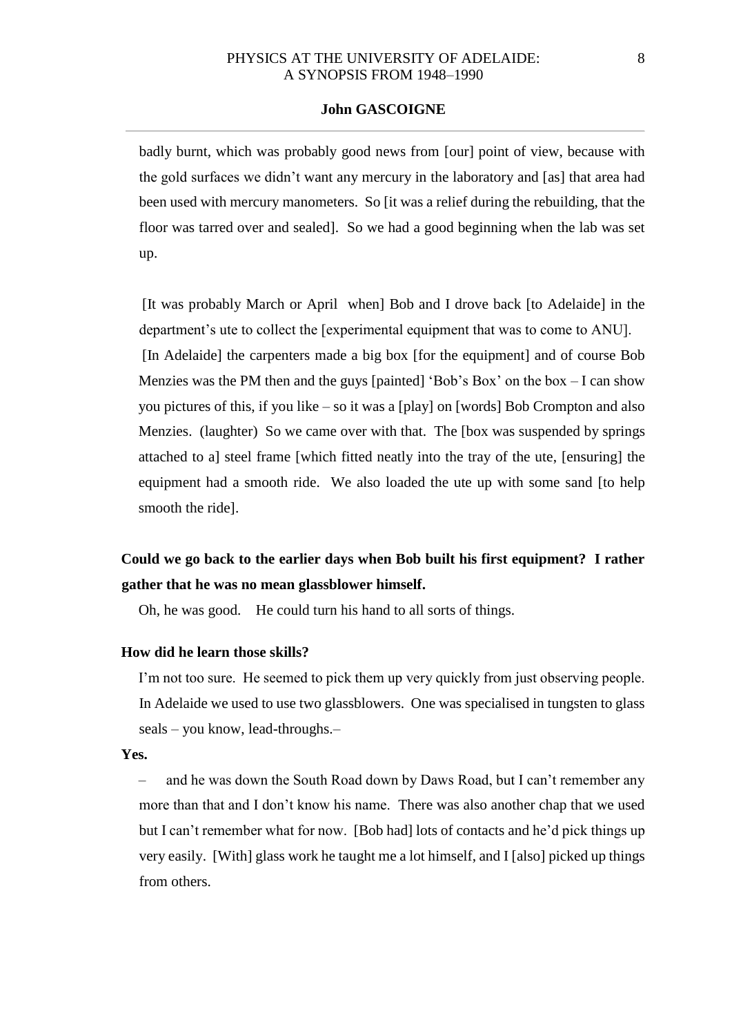badly burnt, which was probably good news from [our] point of view, because with the gold surfaces we didn't want any mercury in the laboratory and [as] that area had been used with mercury manometers. So [it was a relief during the rebuilding, that the floor was tarred over and sealed]. So we had a good beginning when the lab was set up.

[It was probably March or April when] Bob and I drove back [to Adelaide] in the department's ute to collect the [experimental equipment that was to come to ANU]. [In Adelaide] the carpenters made a big box [for the equipment] and of course Bob Menzies was the PM then and the guys [painted] 'Bob's Box' on the box – I can show you pictures of this, if you like – so it was a [play] on [words] Bob Crompton and also Menzies. (laughter) So we came over with that. The [box was suspended by springs attached to a] steel frame [which fitted neatly into the tray of the ute, [ensuring] the equipment had a smooth ride. We also loaded the ute up with some sand [to help smooth the ride].

**Could we go back to the earlier days when Bob built his first equipment? I rather gather that he was no mean glassblower himself.**

Oh, he was good. He could turn his hand to all sorts of things.

**How did he learn those skills?**

I'm not too sure. He seemed to pick them up very quickly from just observing people. In Adelaide we used to use two glassblowers. One was specialised in tungsten to glass seals – you know, lead-throughs.–

**Yes.**

– and he was down the South Road down by Daws Road, but I can't remember any more than that and I don't know his name. There was also another chap that we used but I can't remember what for now. [Bob had] lots of contacts and he'd pick things up very easily. [With] glass work he taught me a lot himself, and I [also] picked up things from others.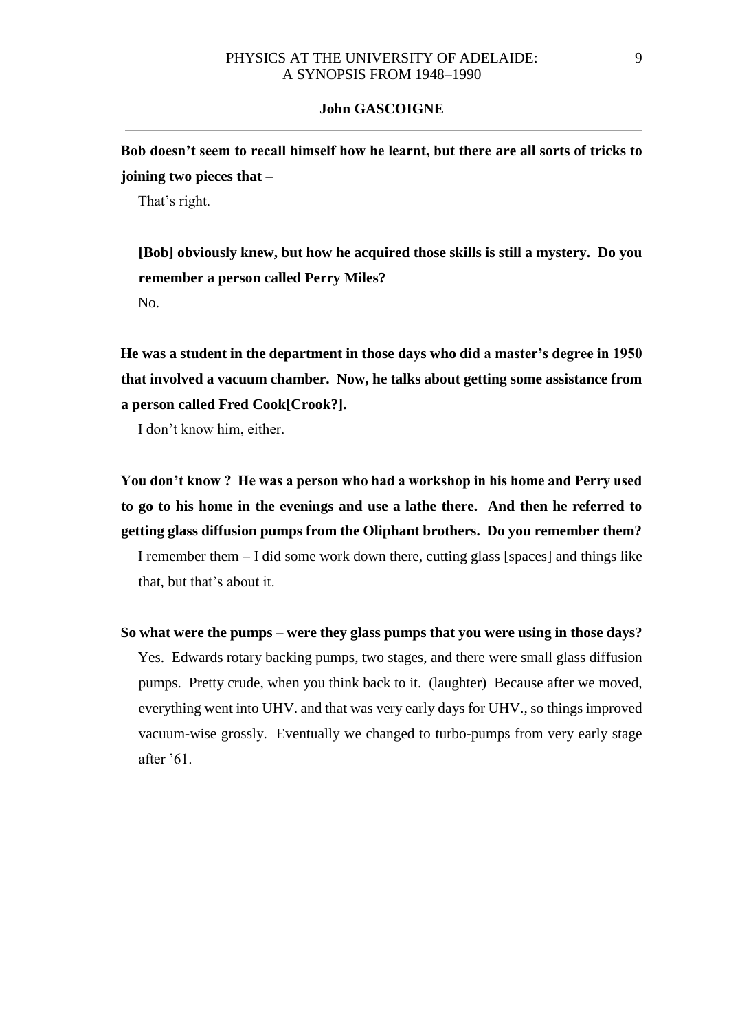**Bob doesn't seem to recall himself how he learnt, but there are all sorts of tricks to joining two pieces that –**

That's right.

**[Bob] obviously knew, but how he acquired those skills is still a mystery. Do you remember a person called Perry Miles?**

No.

**He was a student in the department in those days who did a master's degree in 1950 that involved a vacuum chamber. Now, he talks about getting some assistance from a person called Fred Cook[Crook?].**

I don't know him, either.

**You don't know ? He was a person who had a workshop in his home and Perry used to go to his home in the evenings and use a lathe there. And then he referred to getting glass diffusion pumps from the Oliphant brothers. Do you remember them?**

I remember them – I did some work down there, cutting glass [spaces] and things like that, but that's about it.

**So what were the pumps – were they glass pumps that you were using in those days?**

Yes. Edwards rotary backing pumps, two stages, and there were small glass diffusion pumps. Pretty crude, when you think back to it. (laughter) Because after we moved, everything went into UHV. and that was very early days for UHV., so things improved vacuum-wise grossly. Eventually we changed to turbo-pumps from very early stage after '61.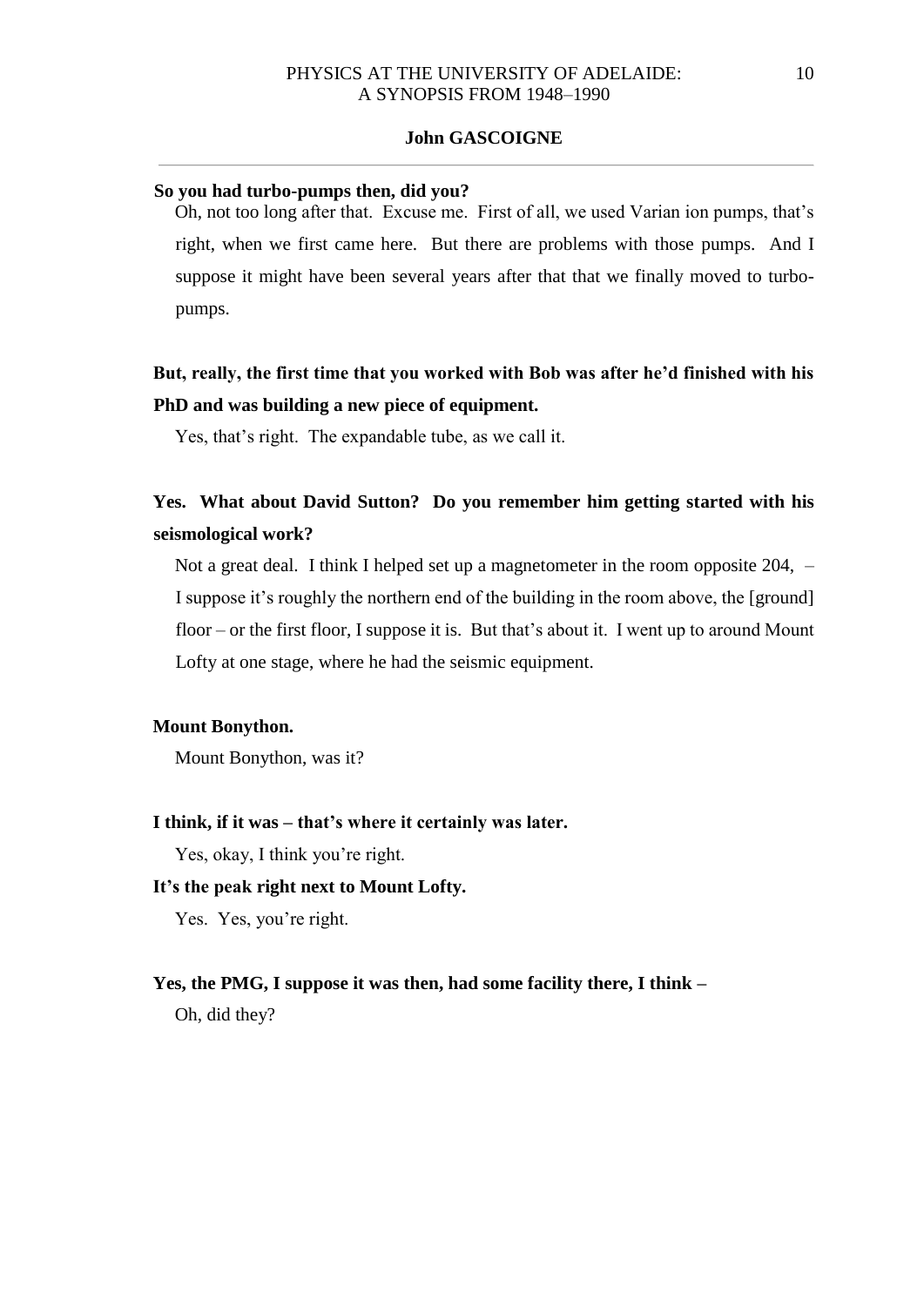**So you had turbo-pumps then, did you?**

Oh, not too long after that. Excuse me. First of all, we used Varian ion pumps, that's right, when we first came here. But there are problems with those pumps. And I suppose it might have been several years after that that we finally moved to turbo-pumps.

**But, really, the first time that you worked with Bob was after he'd finished with his PhD and was building a new piece of equipment.**

Yes, that's right. The expandable tube, as we call it.

**Yes. What about David Sutton? Do you remember him getting started with his seismological work?**

Not a great deal. I think I helped set up a magnetometer in the room opposite 204, – I suppose it's roughly the northern end of the building in the room above, the [ground] floor – or the first floor, I suppose it is. But that's about it. I went up to around Mount Lofty at one stage, where he had the seismic equipment.

**Mount Bonython.**

Mount Bonython, was it?

**I think, if it was – that's where it certainly was later.**

Yes, okay, I think you're right.

**It's the peak right next to Mount Lofty.**

Yes. Yes, you're right.

**Yes, the PMG, I suppose it was then, had some facility there, I think –**

Oh, did they?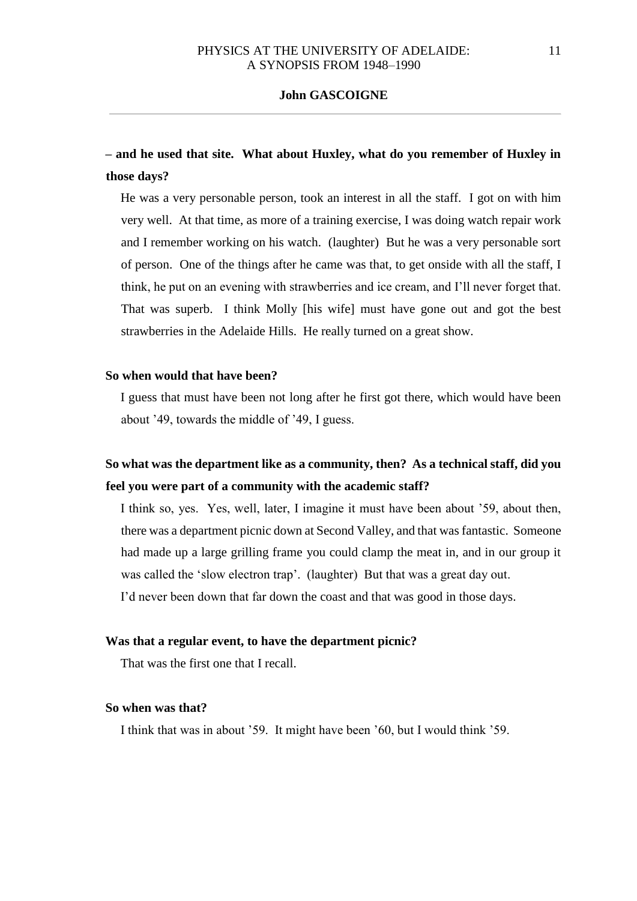**– and he used that site. What about Huxley, what do you remember of Huxley in those days?**

He was a very personable person, took an interest in all the staff. I got on with him very well. At that time, as more of a training exercise, I was doing watch repair work and I remember working on his watch. (laughter) But he was a very personable sort of person. One of the things after he came was that, to get onside with all the staff, I think, he put on an evening with strawberries and ice cream, and I'll never forget that. That was superb. I think Molly [his wife] must have gone out and got the best strawberries in the Adelaide Hills. He really turned on a great show.

**So when would that have been?**

I guess that must have been not long after he first got there, which would have been about '49, towards the middle of '49, I guess.

**So what was the department like as a community, then? As a technical staff, did you feel you were part of a community with the academic staff?**

I think so, yes. Yes, well, later, I imagine it must have been about '59, about then, there was a department picnic down at Second Valley, and that was fantastic. Someone had made up a large grilling frame you could clamp the meat in, and in our group it was called the 'slow electron trap'. (laughter) But that was a great day out.
I'd never been down that far down the coast and that was good in those days.

**Was that a regular event, to have the department picnic?**

That was the first one that I recall.

**So when was that?**

I think that was in about '59. It might have been '60, but I would think '59.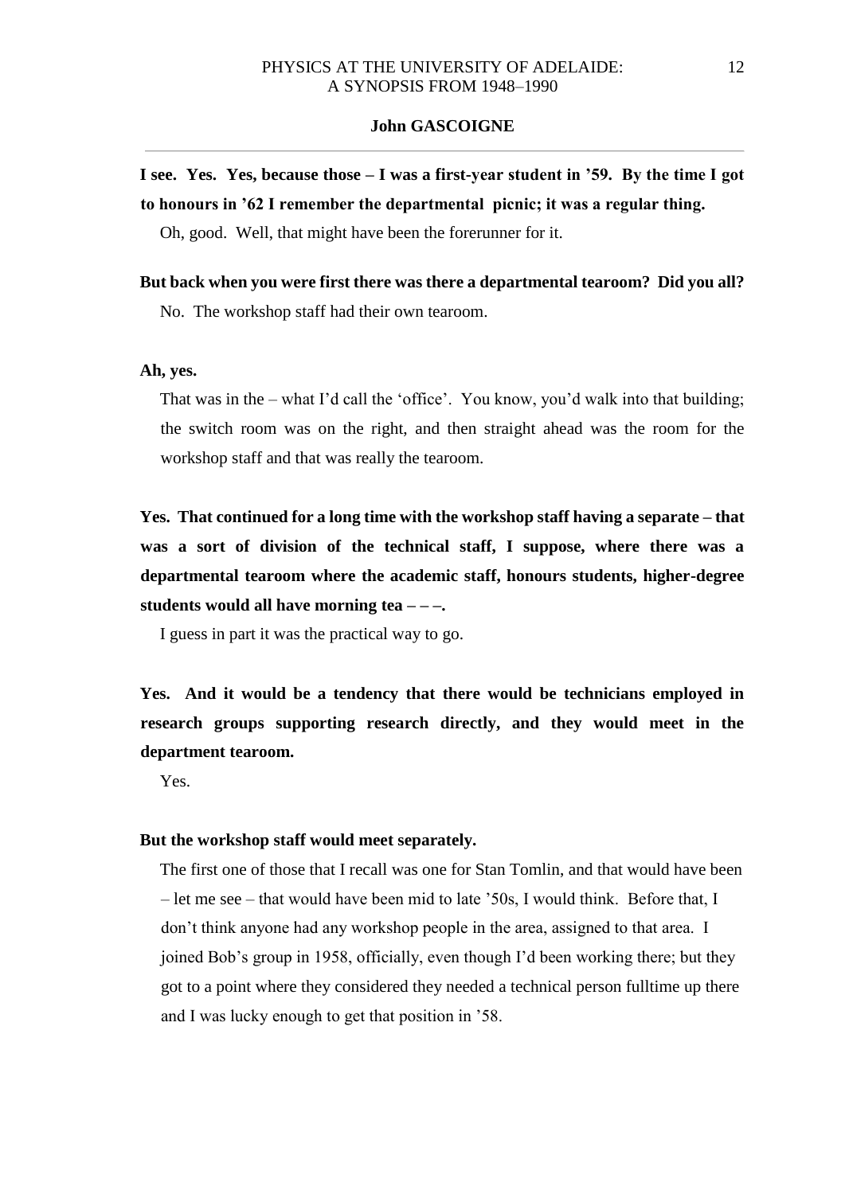**I see. Yes. Yes, because those – I was a first-year student in '59. By the time I got to honours in '62 I remember the departmental picnic; it was a regular thing.**

Oh, good. Well, that might have been the forerunner for it.

**But back when you were first there was there a departmental tearoom? Did you all?**

No. The workshop staff had their own tearoom.

**Ah, yes.**

That was in the – what I'd call the 'office'. You know, you'd walk into that building; the switch room was on the right, and then straight ahead was the room for the workshop staff and that was really the tearoom.

**Yes. That continued for a long time with the workshop staff having a separate – that was a sort of division of the technical staff, I suppose, where there was a departmental tearoom where the academic staff, honours students, higher-degree students would all have morning tea – – –.**

I guess in part it was the practical way to go.

**Yes. And it would be a tendency that there would be technicians employed in research groups supporting research directly, and they would meet in the department tearoom.**

Yes.

**But the workshop staff would meet separately.**

The first one of those that I recall was one for Stan Tomlin, and that would have been – let me see – that would have been mid to late '50s, I would think. Before that, I don't think anyone had any workshop people in the area, assigned to that area. I joined Bob's group in 1958, officially, even though I'd been working there; but they got to a point where they considered they needed a technical person fulltime up there and I was lucky enough to get that position in '58.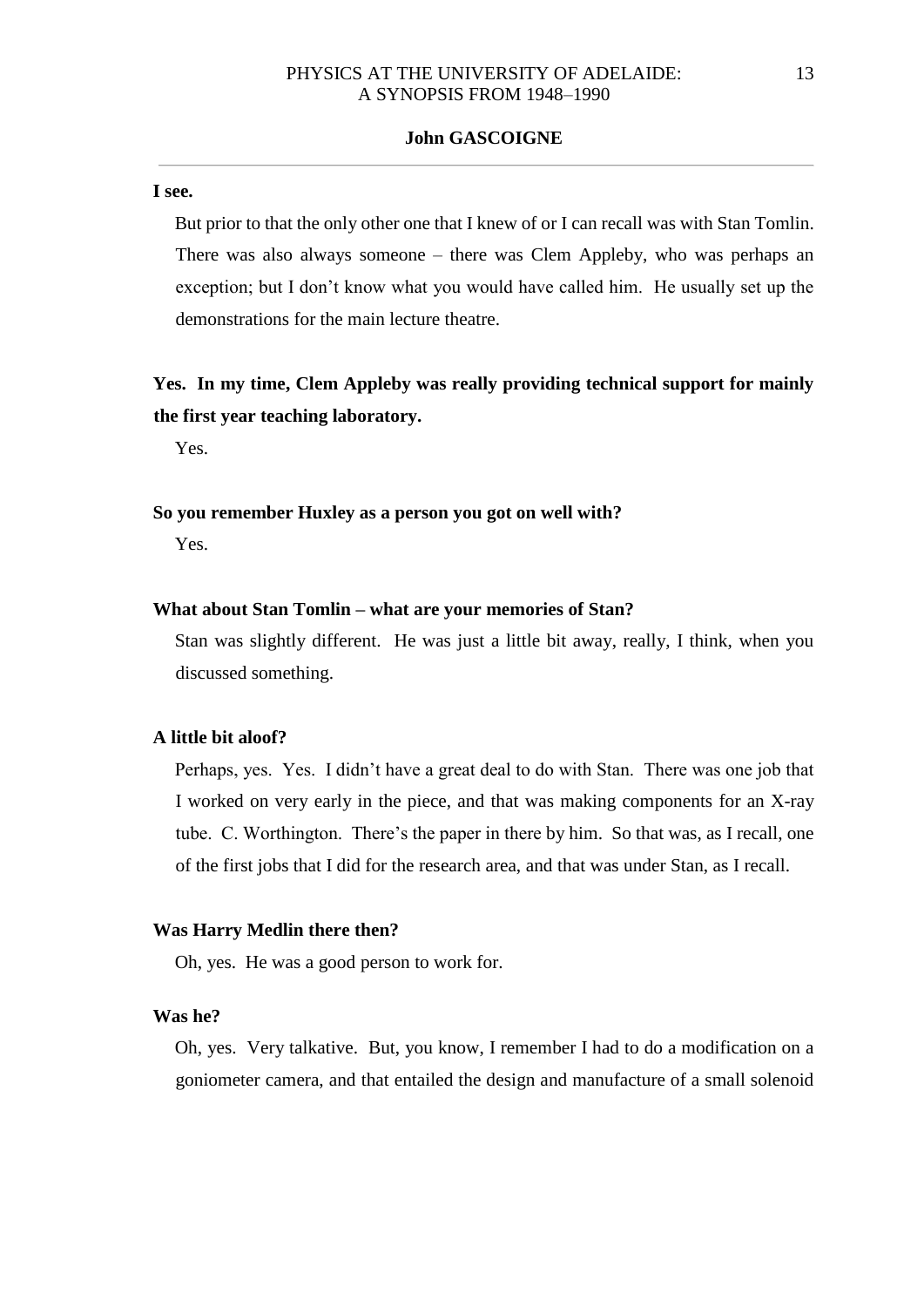**I see.**

But prior to that the only other one that I knew of or I can recall was with Stan Tomlin. There was also always someone – there was Clem Appleby, who was perhaps an exception; but I don't know what you would have called him. He usually set up the demonstrations for the main lecture theatre.

**Yes. In my time, Clem Appleby was really providing technical support for mainly the first year teaching laboratory.**

Yes.

**So you remember Huxley as a person you got on well with?**

Yes.

**What about Stan Tomlin – what are your memories of Stan?**

Stan was slightly different. He was just a little bit away, really, I think, when you discussed something.

**A little bit aloof?**

Perhaps, yes. Yes. I didn't have a great deal to do with Stan. There was one job that I worked on very early in the piece, and that was making components for an X-ray tube. C. Worthington. There's the paper in there by him. So that was, as I recall, one of the first jobs that I did for the research area, and that was under Stan, as I recall.

**Was Harry Medlin there then?**

Oh, yes. He was a good person to work for.

**Was he?**

Oh, yes. Very talkative. But, you know, I remember I had to do a modification on a goniometer camera, and that entailed the design and manufacture of a small solenoid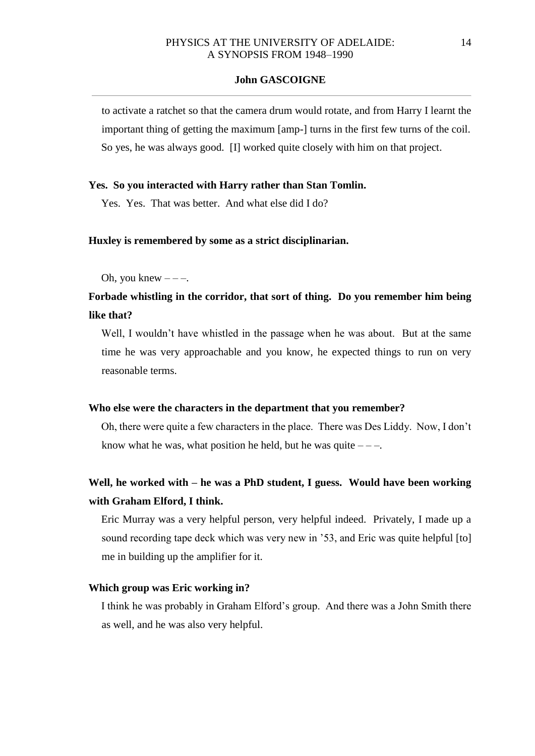to activate a ratchet so that the camera drum would rotate, and from Harry I learnt the important thing of getting the maximum [amp-] turns in the first few turns of the coil. So yes, he was always good. [I] worked quite closely with him on that project.

**Yes. So you interacted with Harry rather than Stan Tomlin.**

Yes. Yes. That was better. And what else did I do?

**Huxley is remembered by some as a strict disciplinarian.**

Oh, you knew – – –.

**Forbade whistling in the corridor, that sort of thing. Do you remember him being like that?**

Well, I wouldn't have whistled in the passage when he was about. But at the same time he was very approachable and you know, he expected things to run on very reasonable terms.

**Who else were the characters in the department that you remember?**

Oh, there were quite a few characters in the place. There was Des Liddy. Now, I don't know what he was, what position he held, but he was quite – – –.

**Well, he worked with – he was a PhD student, I guess. Would have been working with Graham Elford, I think.**

Eric Murray was a very helpful person, very helpful indeed. Privately, I made up a sound recording tape deck which was very new in '53, and Eric was quite helpful [to] me in building up the amplifier for it.

**Which group was Eric working in?**

I think he was probably in Graham Elford's group. And there was a John Smith there as well, and he was also very helpful.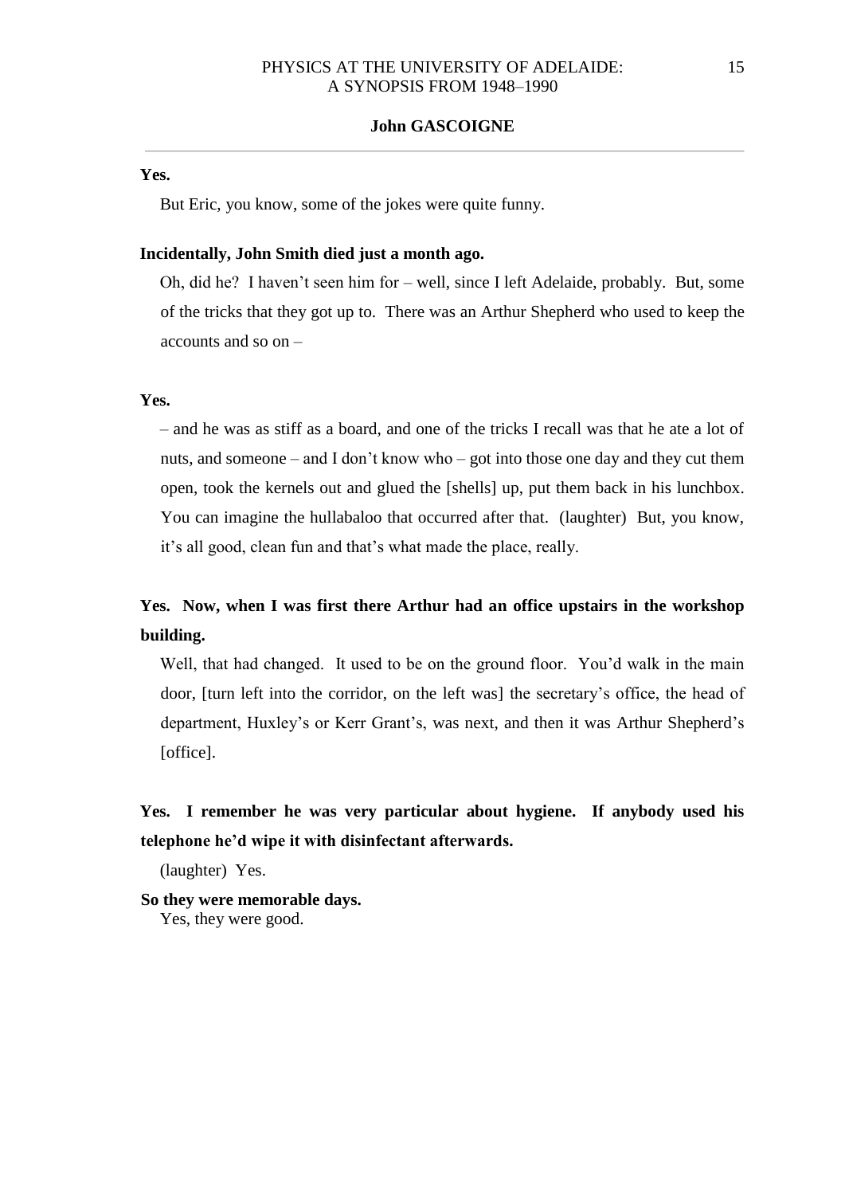**Yes.**

But Eric, you know, some of the jokes were quite funny.

**Incidentally, John Smith died just a month ago.**

Oh, did he? I haven't seen him for – well, since I left Adelaide, probably. But, some of the tricks that they got up to. There was an Arthur Shepherd who used to keep the accounts and so on –

**Yes.**

– and he was as stiff as a board, and one of the tricks I recall was that he ate a lot of nuts, and someone – and I don't know who – got into those one day and they cut them open, took the kernels out and glued the [shells] up, put them back in his lunchbox. You can imagine the hullabaloo that occurred after that. (laughter) But, you know, it's all good, clean fun and that's what made the place, really.

**Yes. Now, when I was first there Arthur had an office upstairs in the workshop building.**

Well, that had changed. It used to be on the ground floor. You'd walk in the main door, [turn left into the corridor, on the left was] the secretary's office, the head of department, Huxley's or Kerr Grant's, was next, and then it was Arthur Shepherd's [office].

**Yes. I remember he was very particular about hygiene. If anybody used his telephone he'd wipe it with disinfectant afterwards.**

(laughter) Yes.

**So they were memorable days.**

Yes, they were good.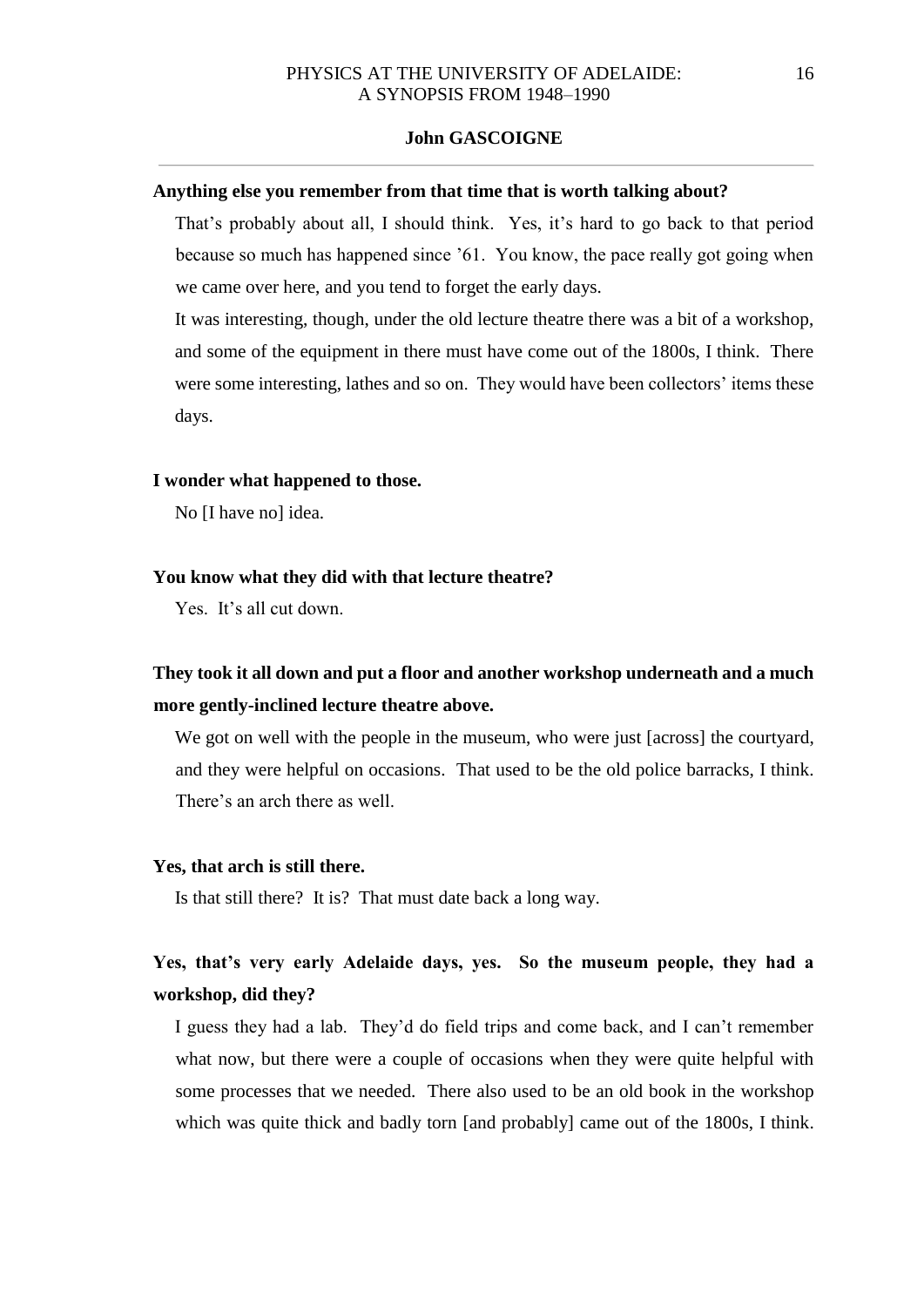**Anything else you remember from that time that is worth talking about?**

That's probably about all, I should think. Yes, it's hard to go back to that period because so much has happened since '61. You know, the pace really got going when we came over here, and you tend to forget the early days.

It was interesting, though, under the old lecture theatre there was a bit of a workshop, and some of the equipment in there must have come out of the 1800s, I think. There were some interesting, lathes and so on. They would have been collectors' items these days.

**I wonder what happened to those.**

No [I have no] idea.

**You know what they did with that lecture theatre?**

Yes. It's all cut down.

**They took it all down and put a floor and another workshop underneath and a much more gently-inclined lecture theatre above.**

We got on well with the people in the museum, who were just [across] the courtyard, and they were helpful on occasions. That used to be the old police barracks, I think. There's an arch there as well.

**Yes, that arch is still there.**

Is that still there? It is? That must date back a long way.

**Yes, that's very early Adelaide days, yes. So the museum people, they had a workshop, did they?**

I guess they had a lab. They'd do field trips and come back, and I can't remember what now, but there were a couple of occasions when they were quite helpful with some processes that we needed. There also used to be an old book in the workshop which was quite thick and badly torn [and probably] came out of the 1800s, I think.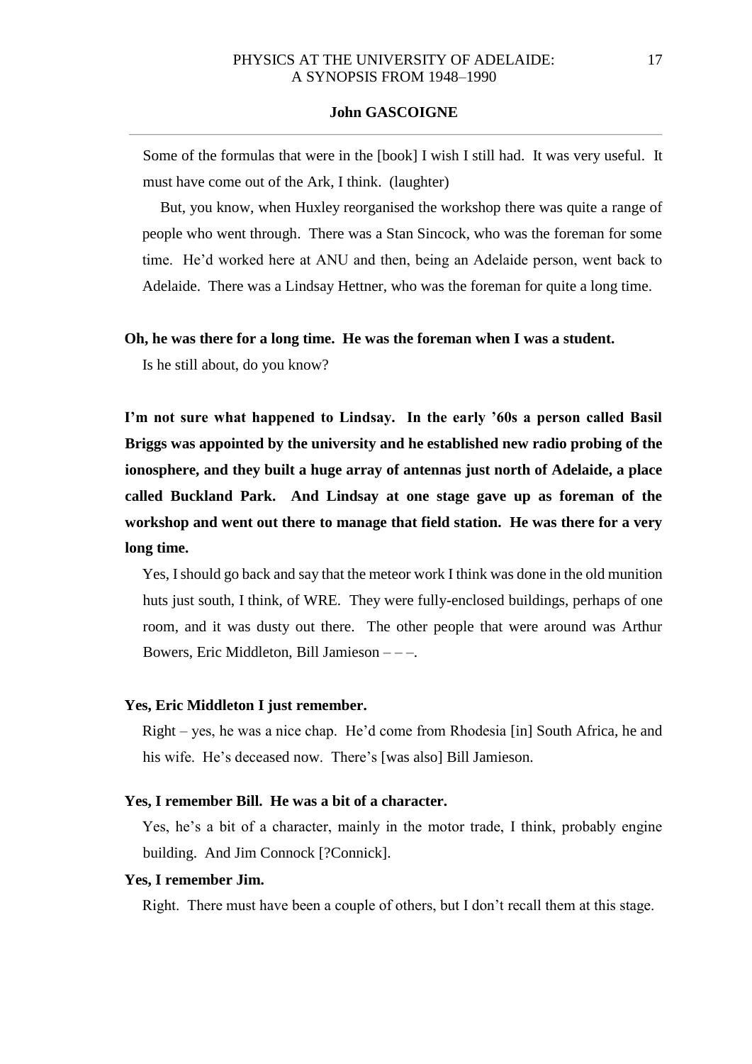Some of the formulas that were in the [book] I wish I still had. It was very useful. It must have come out of the Ark, I think. (laughter)

But, you know, when Huxley reorganised the workshop there was quite a range of people who went through. There was a Stan Sincock, who was the foreman for some time. He'd worked here at ANU and then, being an Adelaide person, went back to Adelaide. There was a Lindsay Hettner, who was the foreman for quite a long time.

**Oh, he was there for a long time. He was the foreman when I was a student.**

Is he still about, do you know?

**I'm not sure what happened to Lindsay. In the early '60s a person called Basil Briggs was appointed by the university and he established new radio probing of the ionosphere, and they built a huge array of antennas just north of Adelaide, a place called Buckland Park. And Lindsay at one stage gave up as foreman of the workshop and went out there to manage that field station. He was there for a very long time.**

Yes, I should go back and say that the meteor work I think was done in the old munition huts just south, I think, of WRE. They were fully-enclosed buildings, perhaps of one room, and it was dusty out there. The other people that were around was Arthur Bowers, Eric Middleton, Bill Jamieson – – –.

**Yes, Eric Middleton I just remember.**

Right – yes, he was a nice chap. He'd come from Rhodesia [in] South Africa, he and his wife. He's deceased now. There's [was also] Bill Jamieson.

**Yes, I remember Bill. He was a bit of a character.**

Yes, he's a bit of a character, mainly in the motor trade, I think, probably engine building. And Jim Connock [?Connick].

**Yes, I remember Jim.**

Right. There must have been a couple of others, but I don't recall them at this stage.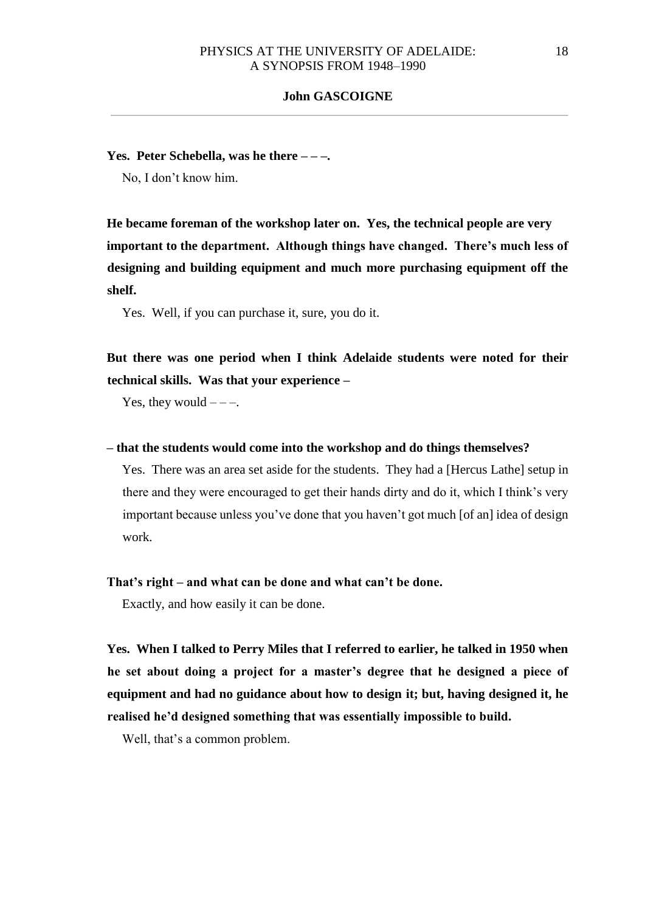**Yes. Peter Schebella, was he there – – –.**

No, I don't know him.

**He became foreman of the workshop later on. Yes, the technical people are very important to the department. Although things have changed. There's much less of designing and building equipment and much more purchasing equipment off the shelf.**

Yes. Well, if you can purchase it, sure, you do it.

**But there was one period when I think Adelaide students were noted for their technical skills. Was that your experience –**

Yes, they would – – –.

**– that the students would come into the workshop and do things themselves?**

Yes. There was an area set aside for the students. They had a [Hercus Lathe] setup in there and they were encouraged to get their hands dirty and do it, which I think's very important because unless you've done that you haven't got much [of an] idea of design work.

**That's right – and what can be done and what can't be done.**

Exactly, and how easily it can be done.

**Yes. When I talked to Perry Miles that I referred to earlier, he talked in 1950 when he set about doing a project for a master's degree that he designed a piece of equipment and had no guidance about how to design it; but, having designed it, he realised he'd designed something that was essentially impossible to build.**

Well, that's a common problem.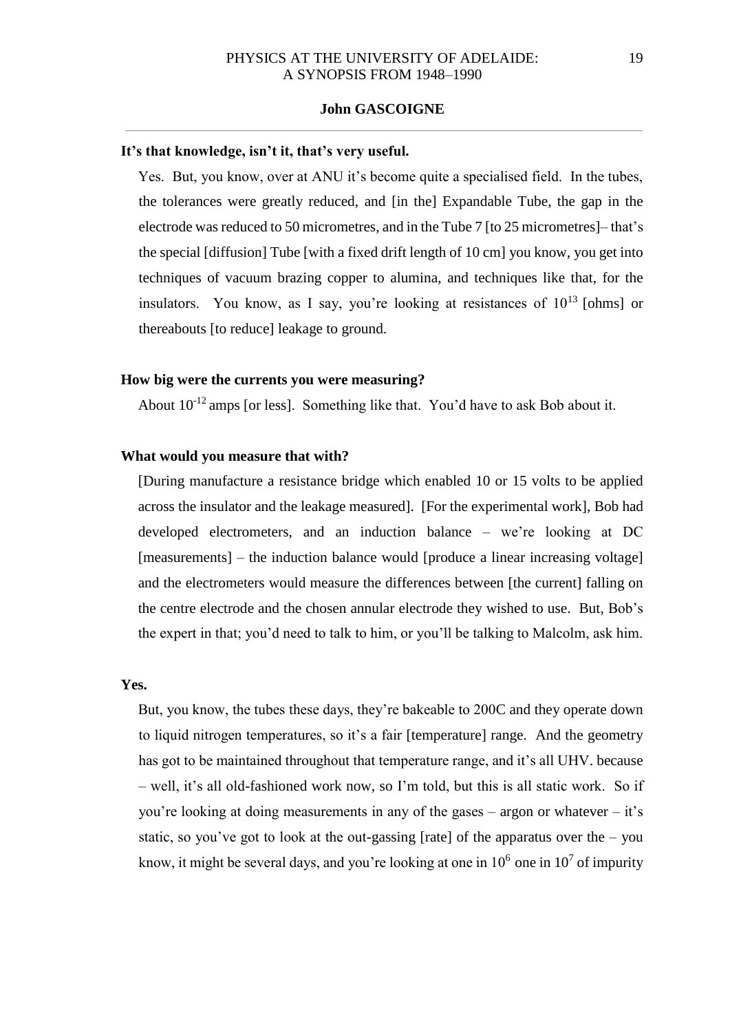**It's that knowledge, isn't it, that's very useful.**

Yes. But, you know, over at ANU it's become quite a specialised field. In the tubes, the tolerances were greatly reduced, and [in the] Expandable Tube, the gap in the electrode was reduced to 50 micrometres, and in the Tube 7 [to 25 micrometres]– that's the special [diffusion] Tube [with a fixed drift length of 10 cm] you know, you get into techniques of vacuum brazing copper to alumina, and techniques like that, for the insulators. You know, as I say, you're looking at resistances of $10^{13}$ [ohms] or thereabouts [to reduce] leakage to ground.

**How big were the currents you were measuring?**

About $10^{-12}$ amps [or less]. Something like that. You'd have to ask Bob about it.

**What would you measure that with?**

[During manufacture a resistance bridge which enabled 10 or 15 volts to be applied across the insulator and the leakage measured]. [For the experimental work], Bob had developed electrometers, and an induction balance – we're looking at DC [measurements] – the induction balance would [produce a linear increasing voltage] and the electrometers would measure the differences between [the current] falling on the centre electrode and the chosen annular electrode they wished to use. But, Bob's the expert in that; you'd need to talk to him, or you'll be talking to Malcolm, ask him.

**Yes.**

But, you know, the tubes these days, they're bakeable to 200C and they operate down to liquid nitrogen temperatures, so it's a fair [temperature] range. And the geometry has got to be maintained throughout that temperature range, and it's all UHV. because – well, it's all old-fashioned work now, so I'm told, but this is all static work. So if you're looking at doing measurements in any of the gases – argon or whatever – it's static, so you've got to look at the out-gassing [rate] of the apparatus over the – you know, it might be several days, and you're looking at one in $10^6$ one in $10^7$ of impurity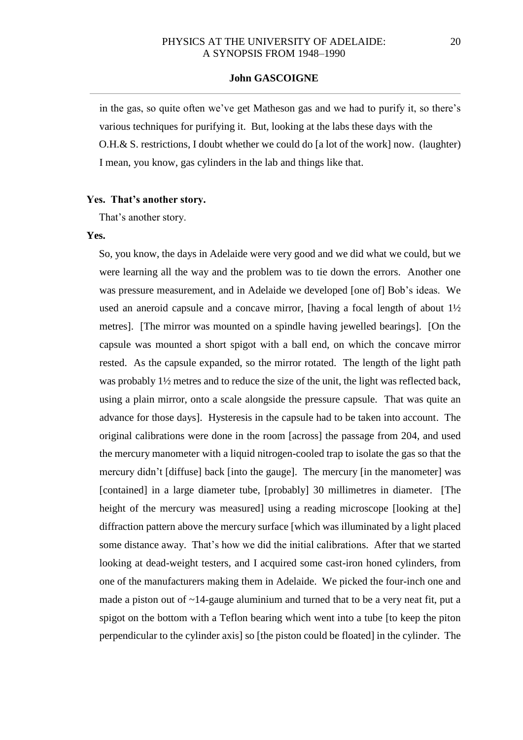in the gas, so quite often we've get Matheson gas and we had to purify it, so there's various techniques for purifying it. But, looking at the labs these days with the O.H.& S. restrictions, I doubt whether we could do [a lot of the work] now. (laughter) I mean, you know, gas cylinders in the lab and things like that.

**Yes. That's another story.**

That's another story.

**Yes.**

So, you know, the days in Adelaide were very good and we did what we could, but we were learning all the way and the problem was to tie down the errors. Another one was pressure measurement, and in Adelaide we developed [one of] Bob's ideas. We used an aneroid capsule and a concave mirror, [having a focal length of about 1½ metres]. [The mirror was mounted on a spindle having jewelled bearings]. [On the capsule was mounted a short spigot with a ball end, on which the concave mirror rested. As the capsule expanded, so the mirror rotated. The length of the light path was probably 1½ metres and to reduce the size of the unit, the light was reflected back, using a plain mirror, onto a scale alongside the pressure capsule. That was quite an advance for those days]. Hysteresis in the capsule had to be taken into account. The original calibrations were done in the room [across] the passage from 204, and used the mercury manometer with a liquid nitrogen-cooled trap to isolate the gas so that the mercury didn't [diffuse] back [into the gauge]. The mercury [in the manometer] was [contained] in a large diameter tube, [probably] 30 millimetres in diameter. [The height of the mercury was measured] using a reading microscope [looking at the] diffraction pattern above the mercury surface [which was illuminated by a light placed some distance away. That's how we did the initial calibrations. After that we started looking at dead-weight testers, and I acquired some cast-iron honed cylinders, from one of the manufacturers making them in Adelaide. We picked the four-inch one and made a piston out of ~14-gauge aluminium and turned that to be a very neat fit, put a spigot on the bottom with a Teflon bearing which went into a tube [to keep the piton perpendicular to the cylinder axis] so [the piston could be floated] in the cylinder. The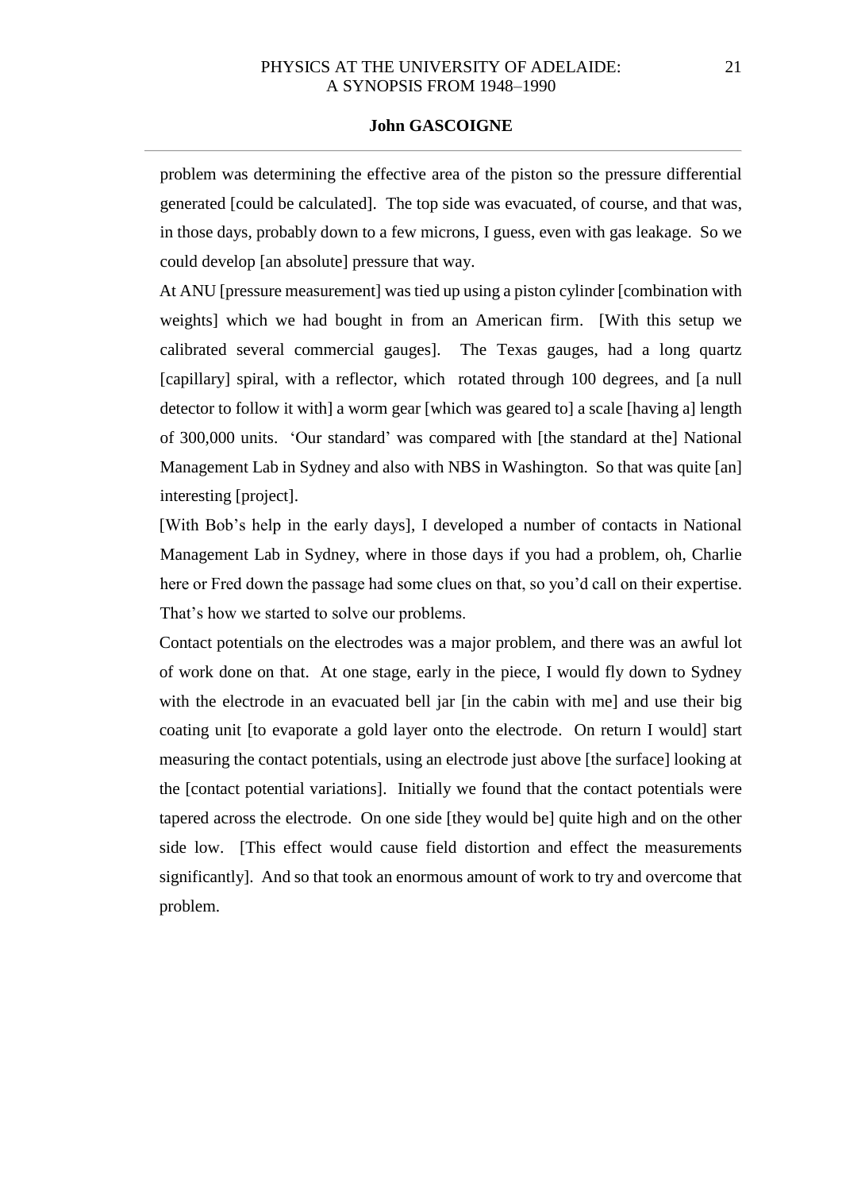problem was determining the effective area of the piston so the pressure differential generated [could be calculated]. The top side was evacuated, of course, and that was, in those days, probably down to a few microns, I guess, even with gas leakage. So we could develop [an absolute] pressure that way.

At ANU [pressure measurement] was tied up using a piston cylinder [combination with weights] which we had bought in from an American firm. [With this setup we calibrated several commercial gauges]. The Texas gauges, had a long quartz [capillary] spiral, with a reflector, which rotated through 100 degrees, and [a null detector to follow it with] a worm gear [which was geared to] a scale [having a] length of 300,000 units. 'Our standard' was compared with [the standard at the] National Management Lab in Sydney and also with NBS in Washington. So that was quite [an] interesting [project].

[With Bob's help in the early days], I developed a number of contacts in National Management Lab in Sydney, where in those days if you had a problem, oh, Charlie here or Fred down the passage had some clues on that, so you'd call on their expertise. That's how we started to solve our problems.

Contact potentials on the electrodes was a major problem, and there was an awful lot of work done on that. At one stage, early in the piece, I would fly down to Sydney with the electrode in an evacuated bell jar [in the cabin with me] and use their big coating unit [to evaporate a gold layer onto the electrode. On return I would] start measuring the contact potentials, using an electrode just above [the surface] looking at the [contact potential variations]. Initially we found that the contact potentials were tapered across the electrode. On one side [they would be] quite high and on the other side low. [This effect would cause field distortion and effect the measurements significantly]. And so that took an enormous amount of work to try and overcome that problem.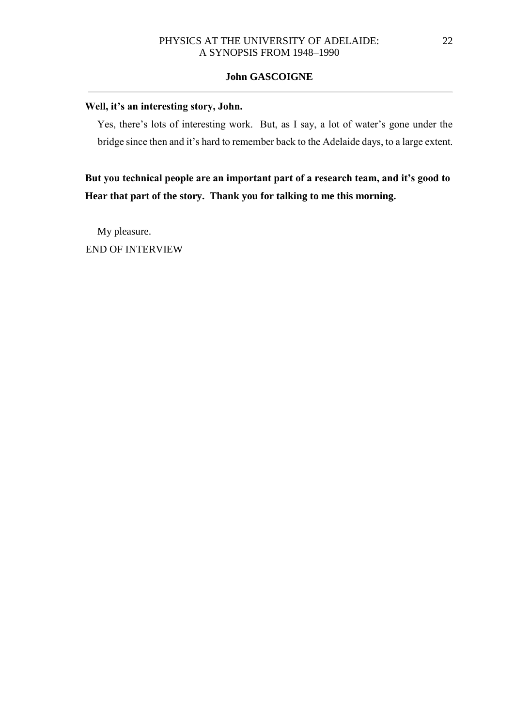**Well, it's an interesting story, John.**

Yes, there's lots of interesting work. But, as I say, a lot of water's gone under the bridge since then and it's hard to remember back to the Adelaide days, to a large extent.

**But you technical people are an important part of a research team, and it's good to Hear that part of the story. Thank you for talking to me this morning.**

My pleasure.

END OF INTERVIEW